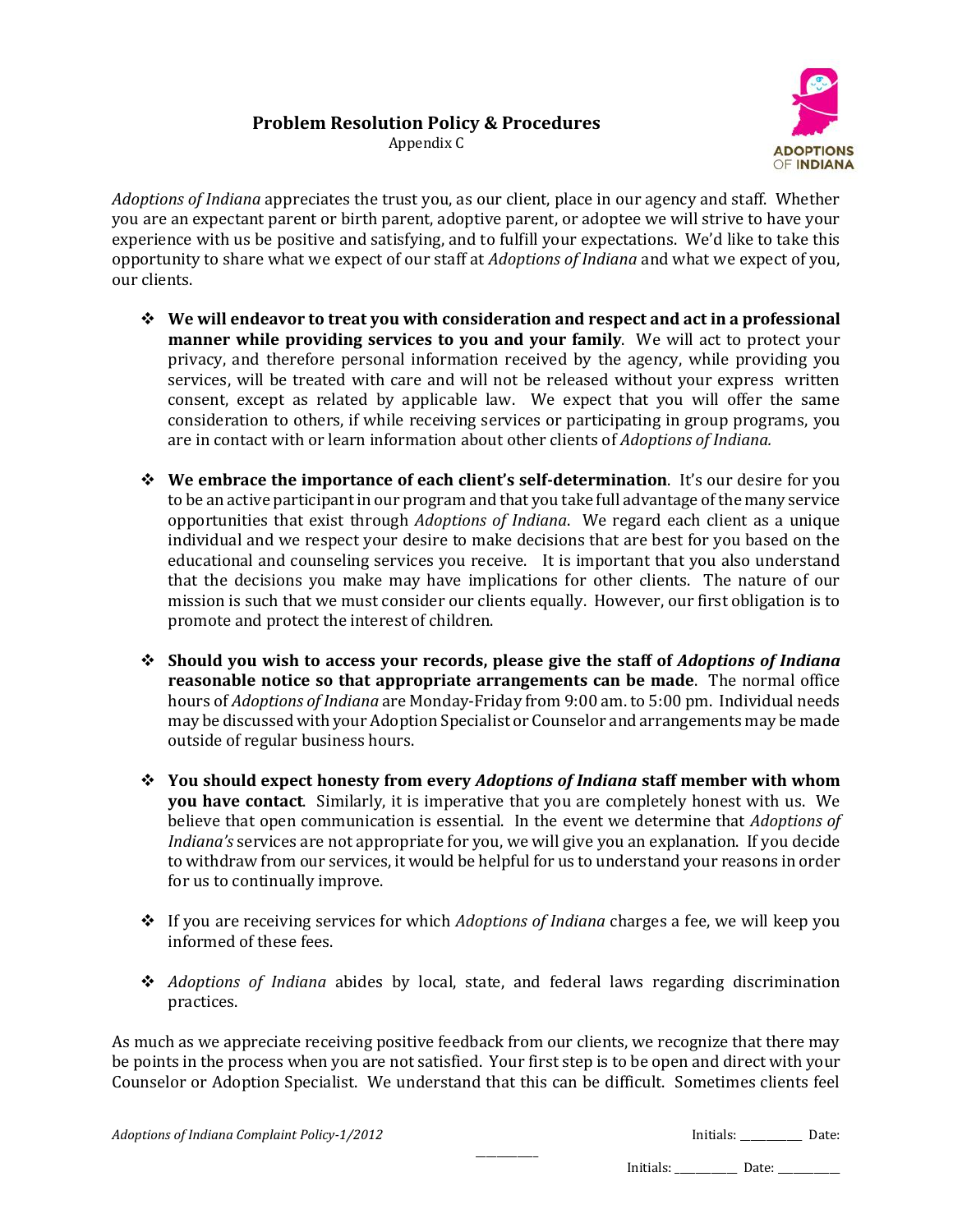# Problem Resolution Policy & Procedures

Appendix C

*Adoptions of Indiana* appreciates the trust you, as our client, place in our agency and staff. Whether you are an expectant parent or birth parent, adoptive parent, or adoptee we will strive to have your experience with us be positive and satisfying, and to fulfill your expectations. We'd like to take this opportunity to share what we expect of our staff at *Adoptions of Indiana* and what we expect of you, our clients.

- **We will endeavor to treat you with consideration and respect and act in a professional manner while providing services to you and your family**. We will act to protect your privacy, and therefore personal information received by the agency, while providing you services, will be treated with care and will not be released without your express written consent, except as related by applicable law. We expect that you will offer the same consideration to others, if while receiving services or participating in group programs, you are in contact with or learn information about other clients of *Adoptions of Indiana.*

- **We embrace the importance of each client's self-determination**. It's our desire for you to be an active participant in our program and that you take full advantage of the many service opportunities that exist through *Adoptions of Indiana*. We regard each client as a unique individual and we respect your desire to make decisions that are best for you based on the educational and counseling services you receive. It is important that you also understand that the decisions you make may have implications for other clients. The nature of our mission is such that we must consider our clients equally. However, our first obligation is to promote and protect the interest of children.

- **Should you wish to access your records, please give the staff of *Adoptions of Indiana* reasonable notice so that appropriate arrangements can be made**. The normal office hours of *Adoptions of Indiana* are Monday-Friday from 9:00 am. to 5:00 pm. Individual needs may be discussed with your Adoption Specialist or Counselor and arrangements may be made outside of regular business hours.

- **You should expect honesty from every *Adoptions of Indiana* staff member with whom you have contact**. Similarly, it is imperative that you are completely honest with us. We believe that open communication is essential. In the event we determine that *Adoptions of Indiana's* services are not appropriate for you, we will give you an explanation. If you decide to withdraw from our services, it would be helpful for us to understand your reasons in order for us to continually improve.

- If you are receiving services for which *Adoptions of Indiana* charges a fee, we will keep you informed of these fees.

- *Adoptions of Indiana* abides by local, state, and federal laws regarding discrimination practices.

As much as we appreciate receiving positive feedback from our clients, we recognize that there may be points in the process when you are not satisfied. Your first step is to be open and direct with your Counselor or Adoption Specialist. We understand that this can be difficult. Sometimes clients feel

Initials: ___________ Date: ___________

Initials: ___________ Date: ___________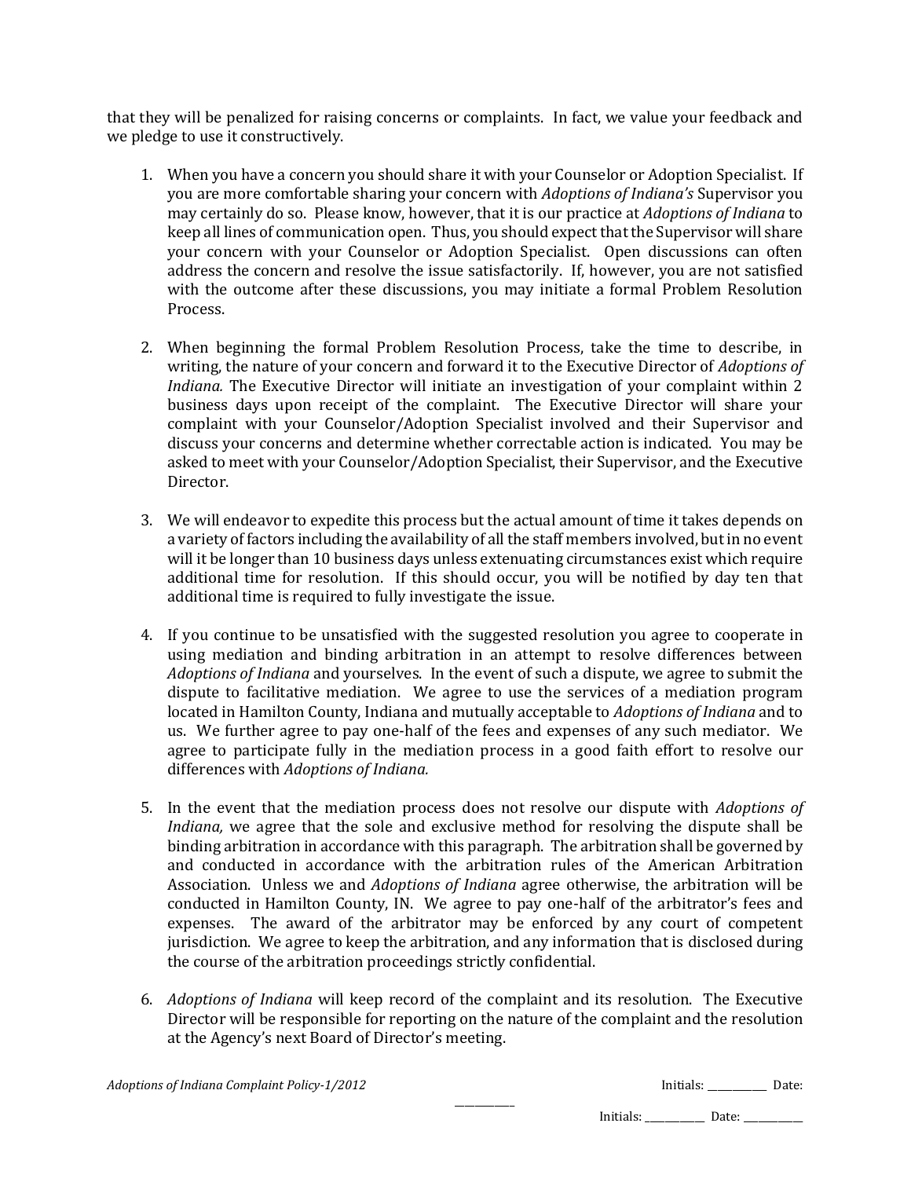that they will be penalized for raising concerns or complaints. In fact, we value your feedback and we pledge to use it constructively.

1. When you have a concern you should share it with your Counselor or Adoption Specialist. If you are more comfortable sharing your concern with *Adoptions of Indiana's* Supervisor you may certainly do so. Please know, however, that it is our practice at *Adoptions of Indiana* to keep all lines of communication open. Thus, you should expect that the Supervisor will share your concern with your Counselor or Adoption Specialist. Open discussions can often address the concern and resolve the issue satisfactorily. If, however, you are not satisfied with the outcome after these discussions, you may initiate a formal Problem Resolution Process.

2. When beginning the formal Problem Resolution Process, take the time to describe, in writing, the nature of your concern and forward it to the Executive Director of *Adoptions of Indiana.* The Executive Director will initiate an investigation of your complaint within 2 business days upon receipt of the complaint. The Executive Director will share your complaint with your Counselor/Adoption Specialist involved and their Supervisor and discuss your concerns and determine whether correctable action is indicated. You may be asked to meet with your Counselor/Adoption Specialist, their Supervisor, and the Executive Director.

3. We will endeavor to expedite this process but the actual amount of time it takes depends on a variety of factors including the availability of all the staff members involved, but in no event will it be longer than 10 business days unless extenuating circumstances exist which require additional time for resolution. If this should occur, you will be notified by day ten that additional time is required to fully investigate the issue.

4. If you continue to be unsatisfied with the suggested resolution you agree to cooperate in using mediation and binding arbitration in an attempt to resolve differences between *Adoptions of Indiana* and yourselves. In the event of such a dispute, we agree to submit the dispute to facilitative mediation. We agree to use the services of a mediation program located in Hamilton County, Indiana and mutually acceptable to *Adoptions of Indiana* and to us. We further agree to pay one-half of the fees and expenses of any such mediator. We agree to participate fully in the mediation process in a good faith effort to resolve our differences with *Adoptions of Indiana.*

5. In the event that the mediation process does not resolve our dispute with *Adoptions of Indiana,* we agree that the sole and exclusive method for resolving the dispute shall be binding arbitration in accordance with this paragraph. The arbitration shall be governed by and conducted in accordance with the arbitration rules of the American Arbitration Association. Unless we and *Adoptions of Indiana* agree otherwise, the arbitration will be conducted in Hamilton County, IN. We agree to pay one-half of the arbitrator's fees and expenses. The award of the arbitrator may be enforced by any court of competent jurisdiction. We agree to keep the arbitration, and any information that is disclosed during the course of the arbitration proceedings strictly confidential.

6. *Adoptions of Indiana* will keep record of the complaint and its resolution. The Executive Director will be responsible for reporting on the nature of the complaint and the resolution at the Agency's next Board of Director's meeting.

*Adoptions of Indiana Complaint Policy-1/2012*

Initials: ___________ Date: ___________

Initials: ___________ Date: ___________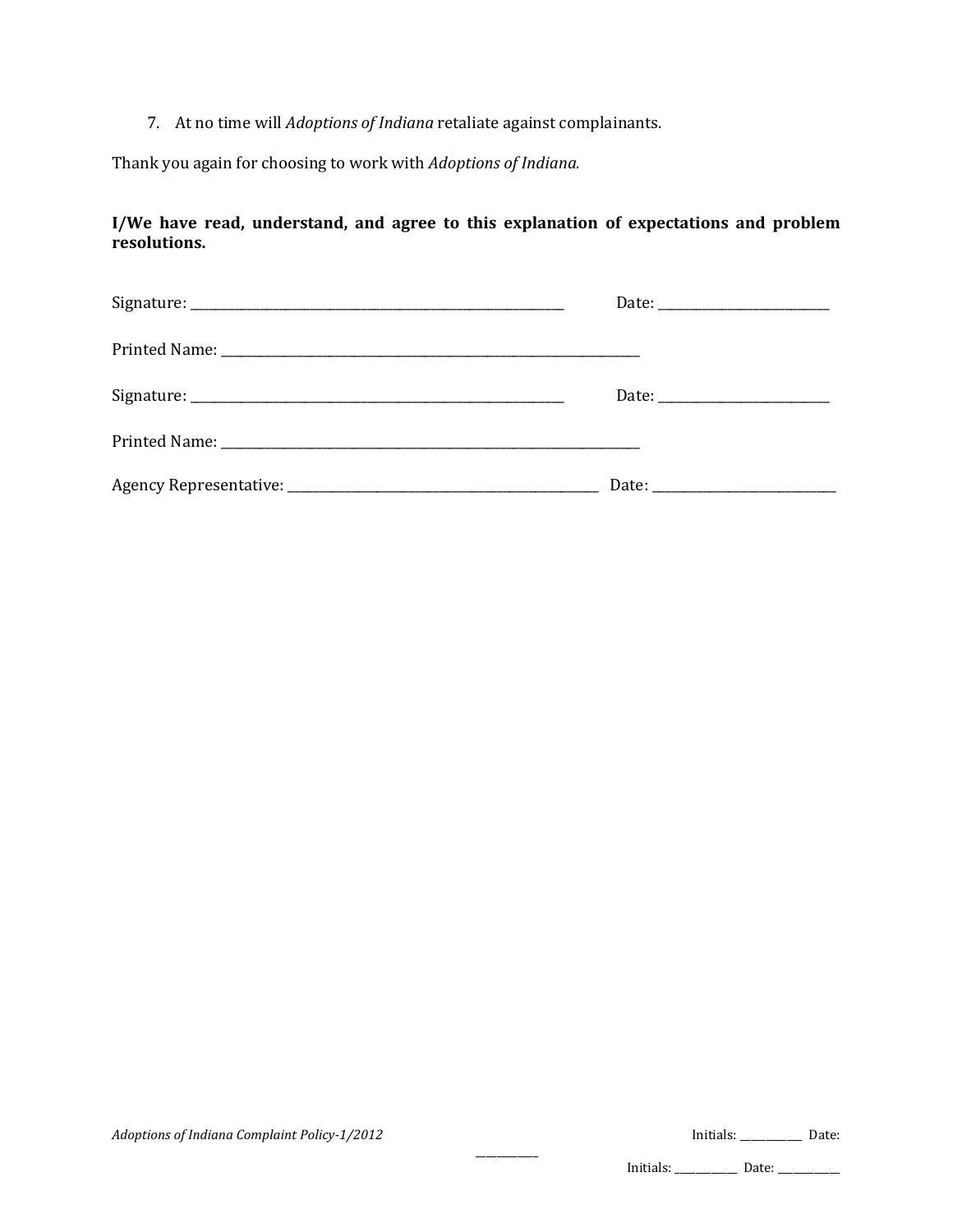7. At no time will *Adoptions of Indiana* retaliate against complainants.

Thank you again for choosing to work with *Adoptions of Indiana.*

**I/We have read, understand, and agree to this explanation of expectations and problem resolutions.**

Signature: ________________________________________________ Date: ___________________________

Printed Name: ____________________________________________________________________

Signature: ________________________________________________ Date: ___________________________

Printed Name: ____________________________________________________________________

Agency Representative: ______________________________________ Date: ___________________________